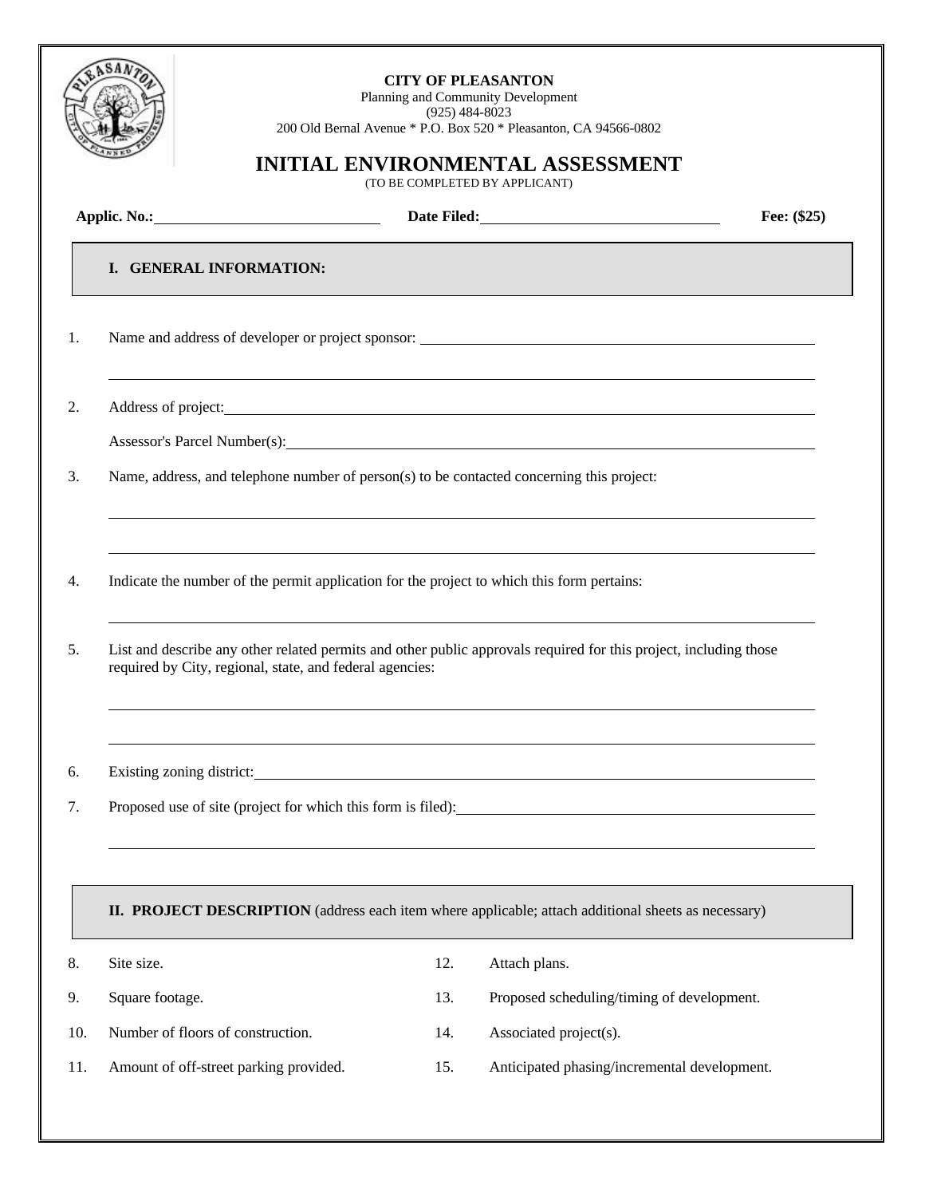**CITY OF PLEASANTON**
Planning and Community Development
(925) 484-8023
200 Old Bernal Avenue * P.O. Box 520 * Pleasanton, CA 94566-0802

# INITIAL ENVIRONMENTAL ASSESSMENT

(TO BE COMPLETED BY APPLICANT)

**Applic. No.:** ____________________ **Date Filed:** ____________________ **Fee: ($25)**

## I. GENERAL INFORMATION:

1. Name and address of developer or project sponsor: ____________________

   ____________________

2. Address of project: ____________________

   Assessor's Parcel Number(s): ____________________

3. Name, address, and telephone number of person(s) to be contacted concerning this project:

   ____________________

   ____________________

4. Indicate the number of the permit application for the project to which this form pertains:

   ____________________

5. List and describe any other related permits and other public approvals required for this project, including those required by City, regional, state, and federal agencies:

   ____________________

   ____________________

6. Existing zoning district: ____________________

7. Proposed use of site (project for which this form is filed): ____________________

   ____________________

## II. PROJECT DESCRIPTION (address each item where applicable; attach additional sheets as necessary)

8. Site size.
9. Square footage.
10. Number of floors of construction.
11. Amount of off-street parking provided.
12. Attach plans.
13. Proposed scheduling/timing of development.
14. Associated project(s).
15. Anticipated phasing/incremental development.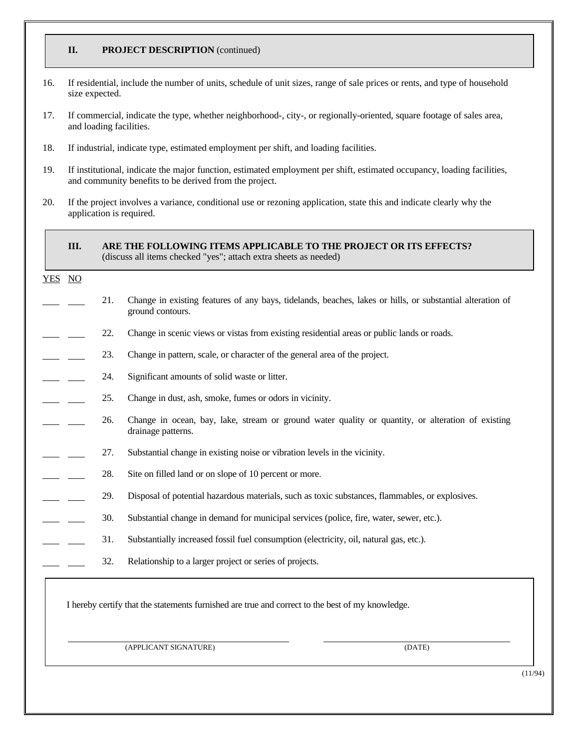## II. PROJECT DESCRIPTION (continued)

16. If residential, include the number of units, schedule of unit sizes, range of sale prices or rents, and type of household size expected.

17. If commercial, indicate the type, whether neighborhood-, city-, or regionally-oriented, square footage of sales area, and loading facilities.

18. If industrial, indicate type, estimated employment per shift, and loading facilities.

19. If institutional, indicate the major function, estimated employment per shift, estimated occupancy, loading facilities, and community benefits to be derived from the project.

20. If the project involves a variance, conditional use or rezoning application, state this and indicate clearly why the application is required.

## III. ARE THE FOLLOWING ITEMS APPLICABLE TO THE PROJECT OR ITS EFFECTS?

(discuss all items checked "yes"; attach extra sheets as needed)

| YES | NO | | |
|---|---|---|---|
| ___ | ___ | 21. | Change in existing features of any bays, tidelands, beaches, lakes or hills, or substantial alteration of ground contours. |
| ___ | ___ | 22. | Change in scenic views or vistas from existing residential areas or public lands or roads. |
| ___ | ___ | 23. | Change in pattern, scale, or character of the general area of the project. |
| ___ | ___ | 24. | Significant amounts of solid waste or litter. |
| ___ | ___ | 25. | Change in dust, ash, smoke, fumes or odors in vicinity. |
| ___ | ___ | 26. | Change in ocean, bay, lake, stream or ground water quality or quantity, or alteration of existing drainage patterns. |
| ___ | ___ | 27. | Substantial change in existing noise or vibration levels in the vicinity. |
| ___ | ___ | 28. | Site on filled land or on slope of 10 percent or more. |
| ___ | ___ | 29. | Disposal of potential hazardous materials, such as toxic substances, flammables, or explosives. |
| ___ | ___ | 30. | Substantial change in demand for municipal services (police, fire, water, sewer, etc.). |
| ___ | ___ | 31. | Substantially increased fossil fuel consumption (electricity, oil, natural gas, etc.). |
| ___ | ___ | 32. | Relationship to a larger project or series of projects. |

I hereby certify that the statements furnished are true and correct to the best of my knowledge.

_______________________________ (APPLICANT SIGNATURE)

_______________________________ (DATE)

(11/94)